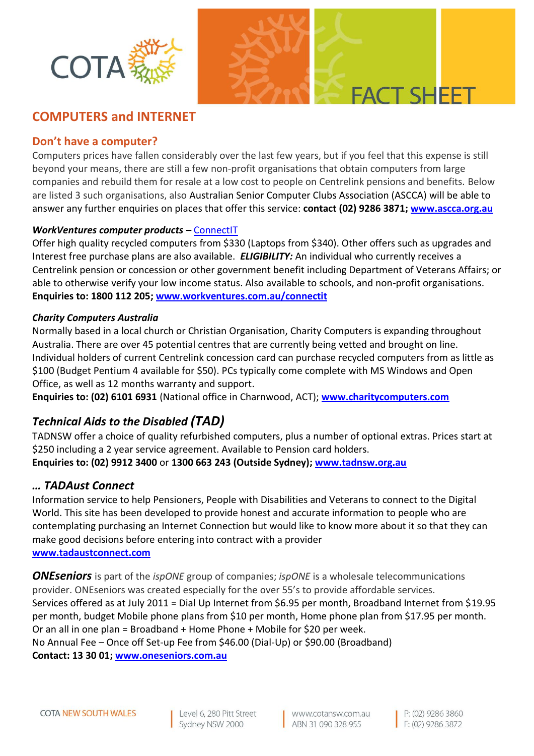COTA

FACT SHEET

# COMPUTERS and INTERNET

## Don't have a computer?

Computers prices have fallen considerably over the last few years, but if you feel that this expense is still beyond your means, there are still a few non-profit organisations that obtain computers from large companies and rebuild them for resale at a low cost to people on Centrelink pensions and benefits. Below are listed 3 such organisations, also Australian Senior Computer Clubs Association (ASCCA) will be able to answer any further enquiries on places that offer this service: **contact (02) 9286 3871; www.ascca.org.au**

### *WorkVentures computer products* – ConnectIT

Offer high quality recycled computers from $330 (Laptops from $340). Other offers such as upgrades and Interest free purchase plans are also available. ***ELIGIBILITY:*** An individual who currently receives a Centrelink pension or concession or other government benefit including Department of Veterans Affairs; or able to otherwise verify your low income status. Also available to schools, and non-profit organisations.
**Enquiries to: 1800 112 205; www.workventures.com.au/connectit**

### *Charity Computers Australia*

Normally based in a local church or Christian Organisation, Charity Computers is expanding throughout Australia. There are over 45 potential centres that are currently being vetted and brought on line. Individual holders of current Centrelink concession card can purchase recycled computers from as little as $100 (Budget Pentium 4 available for $50). PCs typically come complete with MS Windows and Open Office, as well as 12 months warranty and support.
**Enquiries to: (02) 6101 6931** (National office in Charnwood, ACT); **www.charitycomputers.com**

## *Technical Aids to the Disabled (TAD)*

TADNSW offer a choice of quality refurbished computers, plus a number of optional extras. Prices start at $250 including a 2 year service agreement. Available to Pension card holders.
**Enquiries to: (02) 9912 3400** or **1300 663 243 (Outside Sydney); www.tadnsw.org.au**

## *… TADAust Connect*

Information service to help Pensioners, People with Disabilities and Veterans to connect to the Digital World. This site has been developed to provide honest and accurate information to people who are contemplating purchasing an Internet Connection but would like to know more about it so that they can make good decisions before entering into contract with a provider
**www.tadaustconnect.com**

***ONEseniors*** is part of the *ispONE* group of companies; *ispONE* is a wholesale telecommunications provider. ONEseniors was created especially for the over 55's to provide affordable services.
Services offered as at July 2011 = Dial Up Internet from $6.95 per month, Broadband Internet from $19.95 per month, budget Mobile phone plans from $10 per month, Home phone plan from $17.95 per month.
Or an all in one plan = Broadband + Home Phone + Mobile for $20 per week.
No Annual Fee – Once off Set-up Fee from $46.00 (Dial-Up) or $90.00 (Broadband)
**Contact: 13 30 01; www.oneseniors.com.au**

COTA NEW SOUTH WALES | Level 6, 280 Pitt Street Sydney NSW 2000 | www.cotansw.com.au ABN 31 090 328 955 | P: (02) 9286 3860 F: (02) 9286 3872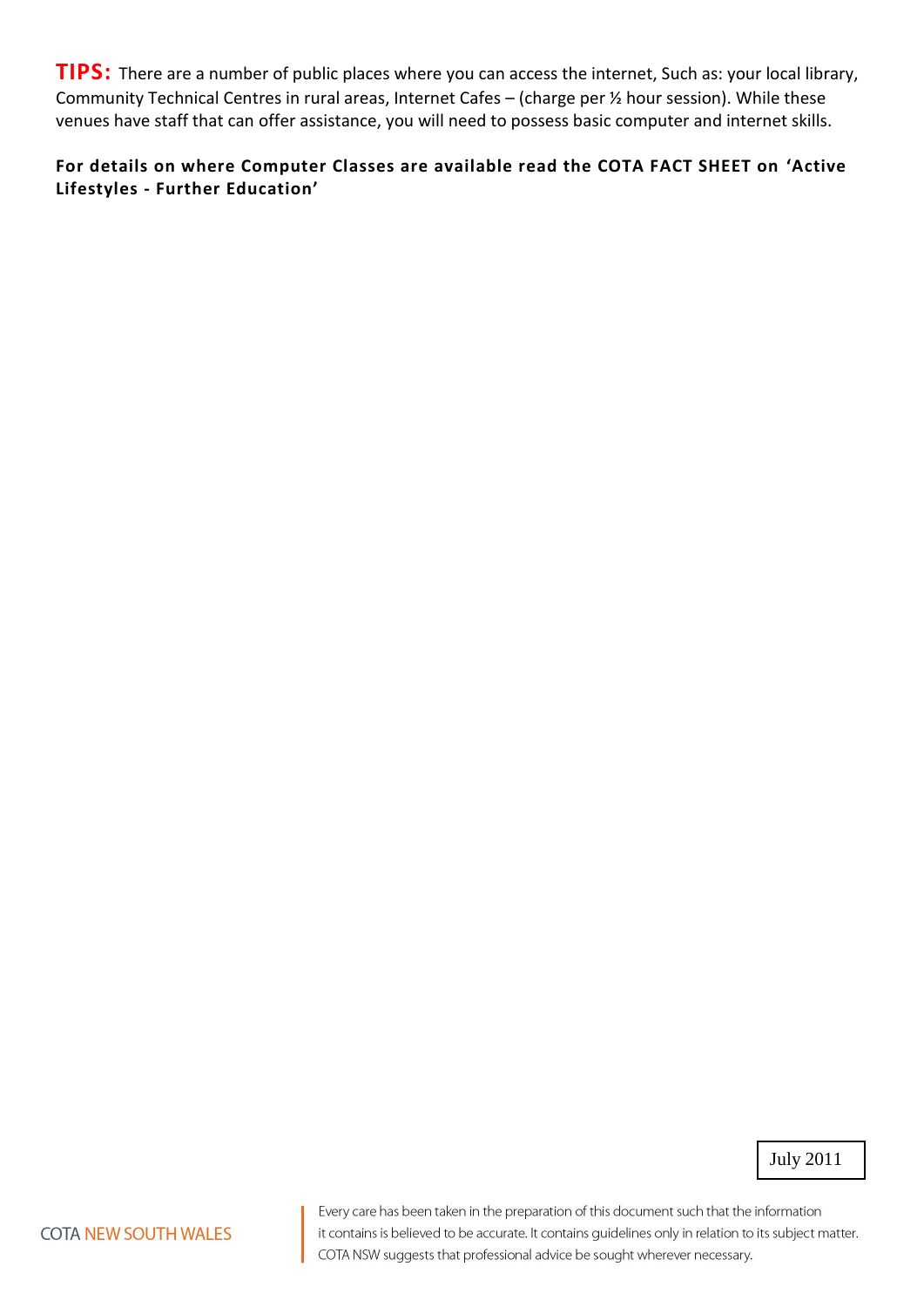**TIPS:** There are a number of public places where you can access the internet, Such as: your local library, Community Technical Centres in rural areas, Internet Cafes – (charge per ½ hour session). While these venues have staff that can offer assistance, you will need to possess basic computer and internet skills.

**For details on where Computer Classes are available read the COTA FACT SHEET on 'Active Lifestyles - Further Education'**

July 2011

COTA NEW SOUTH WALES

Every care has been taken in the preparation of this document such that the information it contains is believed to be accurate. It contains guidelines only in relation to its subject matter. COTA NSW suggests that professional advice be sought wherever necessary.